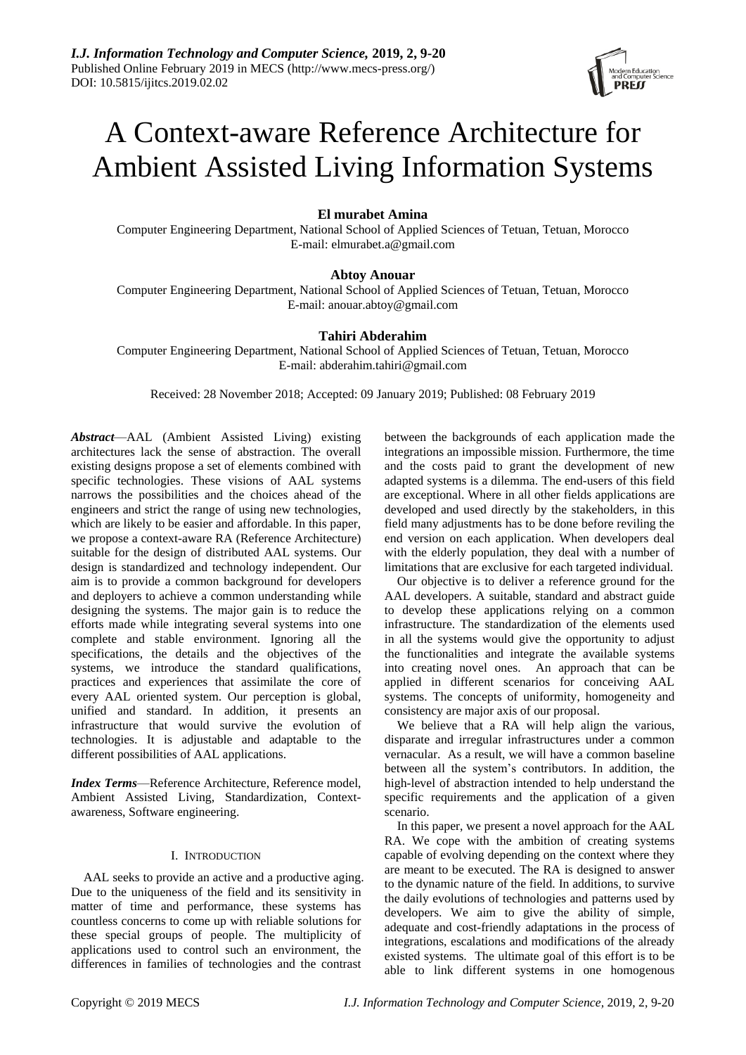# A Context-aware Reference Architecture for Ambient Assisted Living Information Systems

**El murabet Amina**

Computer Engineering Department, National School of Applied Sciences of Tetuan, Tetuan, Morocco
E-mail: elmurabet.a@gmail.com

**Abtoy Anouar**

Computer Engineering Department, National School of Applied Sciences of Tetuan, Tetuan, Morocco
E-mail: anouar.abtoy@gmail.com

**Tahiri Abderahim**

Computer Engineering Department, National School of Applied Sciences of Tetuan, Tetuan, Morocco
E-mail: abderahim.tahiri@gmail.com

Received: 28 November 2018; Accepted: 09 January 2019; Published: 08 February 2019

***Abstract***—AAL (Ambient Assisted Living) existing architectures lack the sense of abstraction. The overall existing designs propose a set of elements combined with specific technologies. These visions of AAL systems narrows the possibilities and the choices ahead of the engineers and strict the range of using new technologies, which are likely to be easier and affordable. In this paper, we propose a context-aware RA (Reference Architecture) suitable for the design of distributed AAL systems. Our design is standardized and technology independent. Our aim is to provide a common background for developers and deployers to achieve a common understanding while designing the systems. The major gain is to reduce the efforts made while integrating several systems into one complete and stable environment. Ignoring all the specifications, the details and the objectives of the systems, we introduce the standard qualifications, practices and experiences that assimilate the core of every AAL oriented system. Our perception is global, unified and standard. In addition, it presents an infrastructure that would survive the evolution of technologies. It is adjustable and adaptable to the different possibilities of AAL applications.

***Index Terms***—Reference Architecture, Reference model, Ambient Assisted Living, Standardization, Context-awareness, Software engineering.

## I. Introduction

AAL seeks to provide an active and a productive aging. Due to the uniqueness of the field and its sensitivity in matter of time and performance, these systems has countless concerns to come up with reliable solutions for these special groups of people. The multiplicity of applications used to control such an environment, the differences in families of technologies and the contrast between the backgrounds of each application made the integrations an impossible mission. Furthermore, the time and the costs paid to grant the development of new adapted systems is a dilemma. The end-users of this field are exceptional. Where in all other fields applications are developed and used directly by the stakeholders, in this field many adjustments has to be done before reviling the end version on each application. When developers deal with the elderly population, they deal with a number of limitations that are exclusive for each targeted individual.

Our objective is to deliver a reference ground for the AAL developers. A suitable, standard and abstract guide to develop these applications relying on a common infrastructure. The standardization of the elements used in all the systems would give the opportunity to adjust the functionalities and integrate the available systems into creating novel ones. An approach that can be applied in different scenarios for conceiving AAL systems. The concepts of uniformity, homogeneity and consistency are major axis of our proposal.

We believe that a RA will help align the various, disparate and irregular infrastructures under a common vernacular. As a result, we will have a common baseline between all the system's contributors. In addition, the high-level of abstraction intended to help understand the specific requirements and the application of a given scenario.

In this paper, we present a novel approach for the AAL RA. We cope with the ambition of creating systems capable of evolving depending on the context where they are meant to be executed. The RA is designed to answer to the dynamic nature of the field. In additions, to survive the daily evolutions of technologies and patterns used by developers. We aim to give the ability of simple, adequate and cost-friendly adaptations in the process of integrations, escalations and modifications of the already existed systems. The ultimate goal of this effort is to be able to link different systems in one homogenous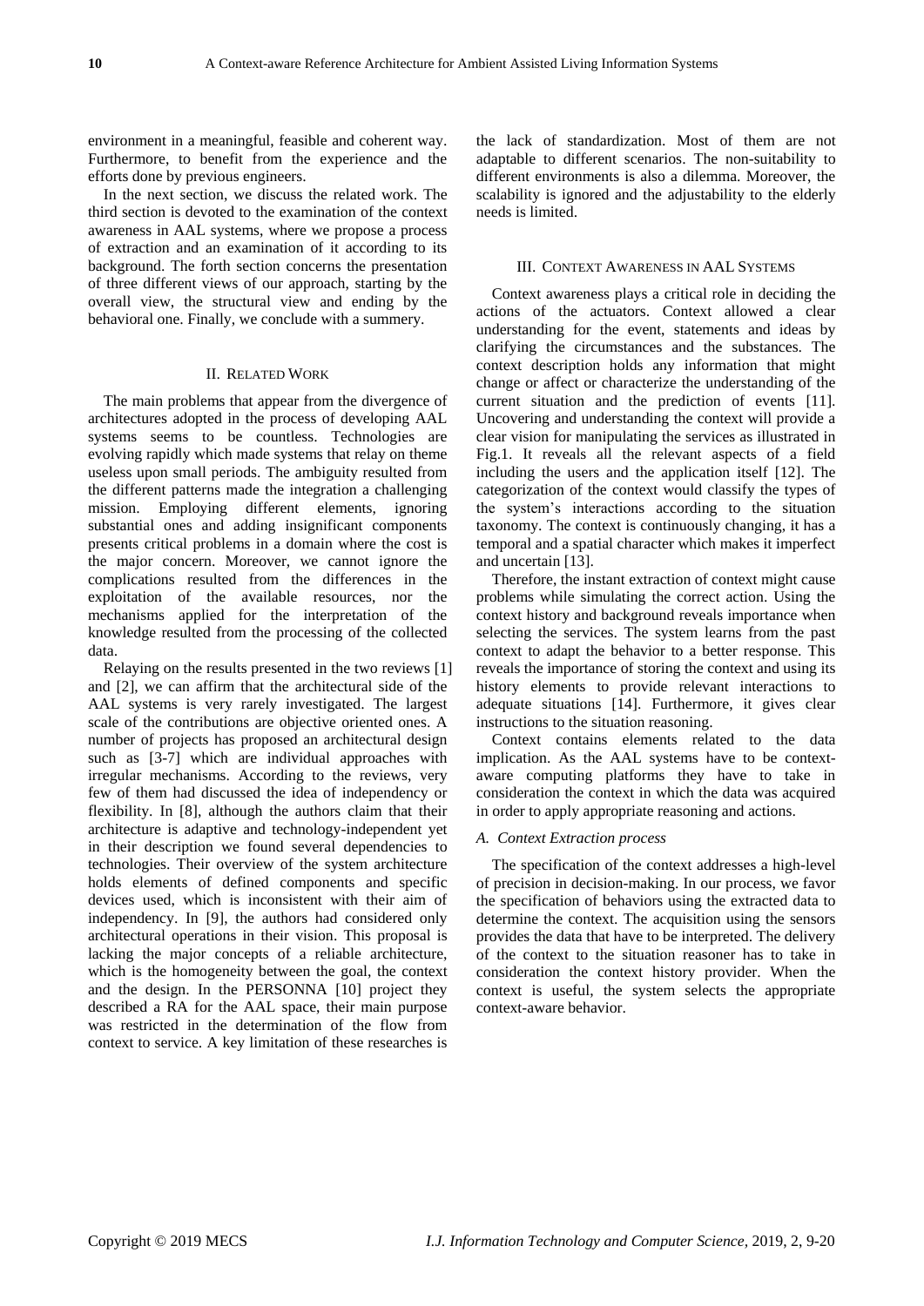environment in a meaningful, feasible and coherent way. Furthermore, to benefit from the experience and the efforts done by previous engineers.

In the next section, we discuss the related work. The third section is devoted to the examination of the context awareness in AAL systems, where we propose a process of extraction and an examination of it according to its background. The forth section concerns the presentation of three different views of our approach, starting by the overall view, the structural view and ending by the behavioral one. Finally, we conclude with a summery.

## II. Related Work

The main problems that appear from the divergence of architectures adopted in the process of developing AAL systems seems to be countless. Technologies are evolving rapidly which made systems that relay on theme useless upon small periods. The ambiguity resulted from the different patterns made the integration a challenging mission. Employing different elements, ignoring substantial ones and adding insignificant components presents critical problems in a domain where the cost is the major concern. Moreover, we cannot ignore the complications resulted from the differences in the exploitation of the available resources, nor the mechanisms applied for the interpretation of the knowledge resulted from the processing of the collected data.

Relaying on the results presented in the two reviews [1] and [2], we can affirm that the architectural side of the AAL systems is very rarely investigated. The largest scale of the contributions are objective oriented ones. A number of projects has proposed an architectural design such as [3-7] which are individual approaches with irregular mechanisms. According to the reviews, very few of them had discussed the idea of independency or flexibility. In [8], although the authors claim that their architecture is adaptive and technology-independent yet in their description we found several dependencies to technologies. Their overview of the system architecture holds elements of defined components and specific devices used, which is inconsistent with their aim of independency. In [9], the authors had considered only architectural operations in their vision. This proposal is lacking the major concepts of a reliable architecture, which is the homogeneity between the goal, the context and the design. In the PERSONNA [10] project they described a RA for the AAL space, their main purpose was restricted in the determination of the flow from context to service. A key limitation of these researches is the lack of standardization. Most of them are not adaptable to different scenarios. The non-suitability to different environments is also a dilemma. Moreover, the scalability is ignored and the adjustability to the elderly needs is limited.

## III. Context Awareness in AAL Systems

Context awareness plays a critical role in deciding the actions of the actuators. Context allowed a clear understanding for the event, statements and ideas by clarifying the circumstances and the substances. The context description holds any information that might change or affect or characterize the understanding of the current situation and the prediction of events [11]. Uncovering and understanding the context will provide a clear vision for manipulating the services as illustrated in Fig.1. It reveals all the relevant aspects of a field including the users and the application itself [12]. The categorization of the context would classify the types of the system's interactions according to the situation taxonomy. The context is continuously changing, it has a temporal and a spatial character which makes it imperfect and uncertain [13].

Therefore, the instant extraction of context might cause problems while simulating the correct action. Using the context history and background reveals importance when selecting the services. The system learns from the past context to adapt the behavior to a better response. This reveals the importance of storing the context and using its history elements to provide relevant interactions to adequate situations [14]. Furthermore, it gives clear instructions to the situation reasoning.

Context contains elements related to the data implication. As the AAL systems have to be context-aware computing platforms they have to take in consideration the context in which the data was acquired in order to apply appropriate reasoning and actions.

### *A. Context Extraction process*

The specification of the context addresses a high-level of precision in decision-making. In our process, we favor the specification of behaviors using the extracted data to determine the context. The acquisition using the sensors provides the data that have to be interpreted. The delivery of the context to the situation reasoner has to take in consideration the context history provider. When the context is useful, the system selects the appropriate context-aware behavior.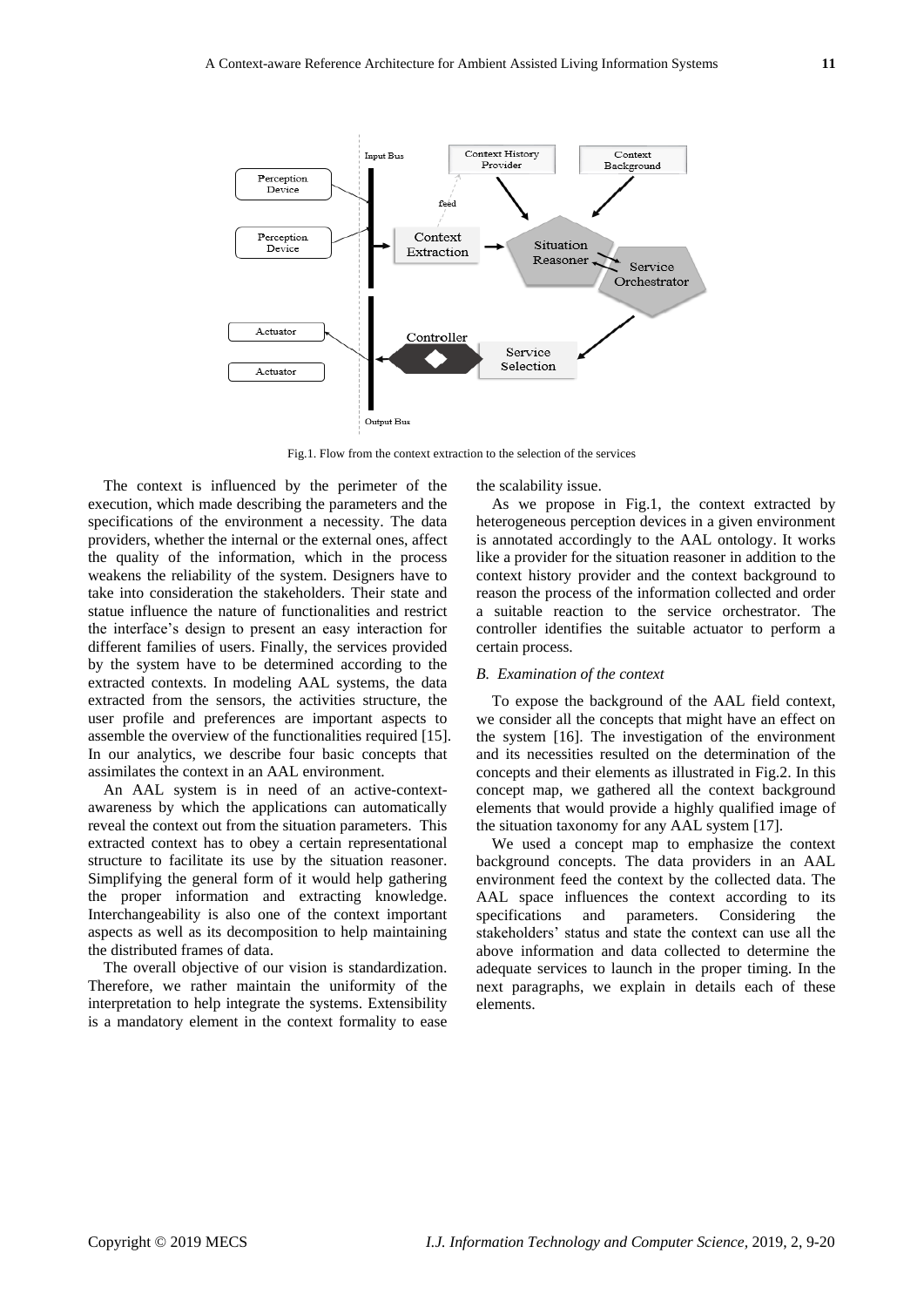Fig.1. Flow from the context extraction to the selection of the services

The context is influenced by the perimeter of the execution, which made describing the parameters and the specifications of the environment a necessity. The data providers, whether the internal or the external ones, affect the quality of the information, which in the process weakens the reliability of the system. Designers have to take into consideration the stakeholders. Their state and statue influence the nature of functionalities and restrict the interface's design to present an easy interaction for different families of users. Finally, the services provided by the system have to be determined according to the extracted contexts. In modeling AAL systems, the data extracted from the sensors, the activities structure, the user profile and preferences are important aspects to assemble the overview of the functionalities required [15]. In our analytics, we describe four basic concepts that assimilates the context in an AAL environment.

An AAL system is in need of an active-context-awareness by which the applications can automatically reveal the context out from the situation parameters. This extracted context has to obey a certain representational structure to facilitate its use by the situation reasoner. Simplifying the general form of it would help gathering the proper information and extracting knowledge. Interchangeability is also one of the context important aspects as well as its decomposition to help maintaining the distributed frames of data.

The overall objective of our vision is standardization. Therefore, we rather maintain the uniformity of the interpretation to help integrate the systems. Extensibility is a mandatory element in the context formality to ease the scalability issue.

As we propose in Fig.1, the context extracted by heterogeneous perception devices in a given environment is annotated accordingly to the AAL ontology. It works like a provider for the situation reasoner in addition to the context history provider and the context background to reason the process of the information collected and order a suitable reaction to the service orchestrator. The controller identifies the suitable actuator to perform a certain process.

### *B. Examination of the context*

To expose the background of the AAL field context, we consider all the concepts that might have an effect on the system [16]. The investigation of the environment and its necessities resulted on the determination of the concepts and their elements as illustrated in Fig.2. In this concept map, we gathered all the context background elements that would provide a highly qualified image of the situation taxonomy for any AAL system [17].

We used a concept map to emphasize the context background concepts. The data providers in an AAL environment feed the context by the collected data. The AAL space influences the context according to its specifications and parameters. Considering the stakeholders' status and state the context can use all the above information and data collected to determine the adequate services to launch in the proper timing. In the next paragraphs, we explain in details each of these elements.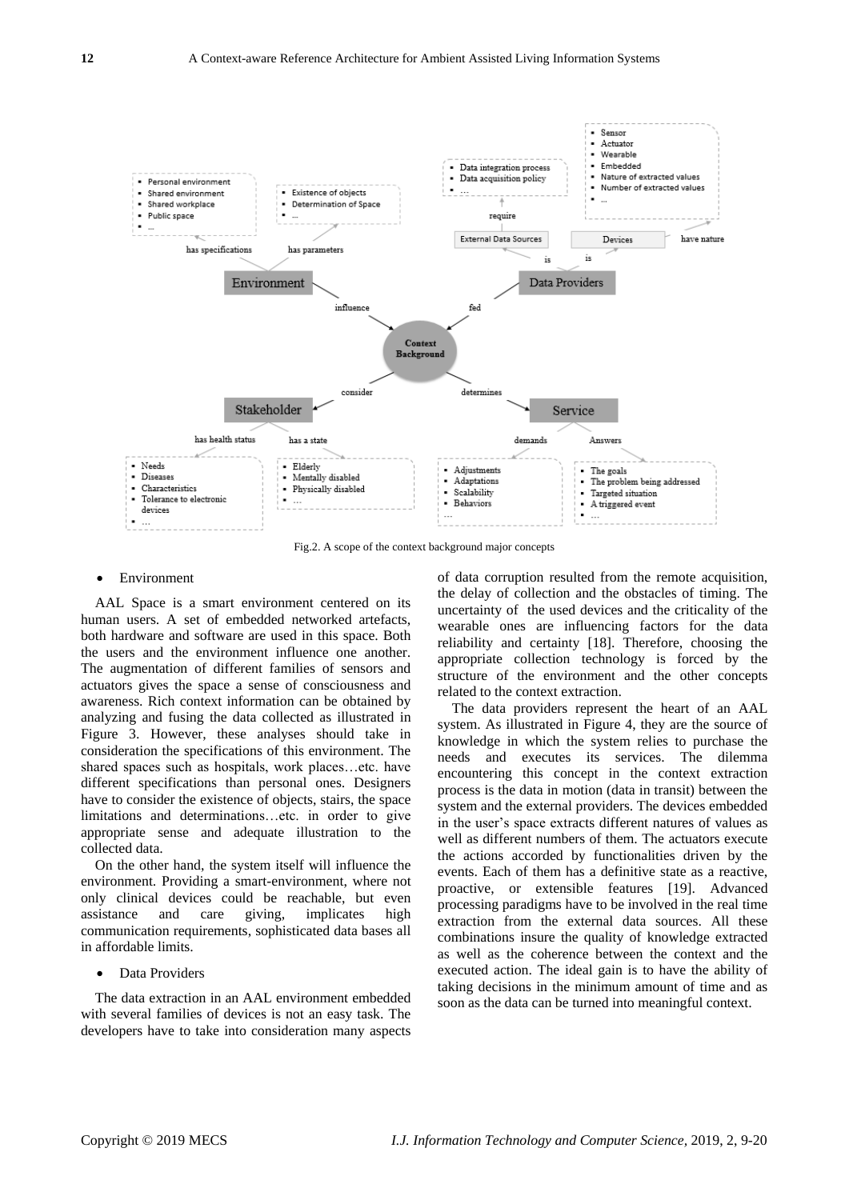Fig.2. A scope of the context background major concepts

- Environment

AAL Space is a smart environment centered on its human users. A set of embedded networked artefacts, both hardware and software are used in this space. Both the users and the environment influence one another. The augmentation of different families of sensors and actuators gives the space a sense of consciousness and awareness. Rich context information can be obtained by analyzing and fusing the data collected as illustrated in Figure 3. However, these analyses should take in consideration the specifications of this environment. The shared spaces such as hospitals, work places…etc. have different specifications than personal ones. Designers have to consider the existence of objects, stairs, the space limitations and determinations…etc. in order to give appropriate sense and adequate illustration to the collected data.

On the other hand, the system itself will influence the environment. Providing a smart-environment, where not only clinical devices could be reachable, but even assistance and care giving, implicates high communication requirements, sophisticated data bases all in affordable limits.

- Data Providers

The data extraction in an AAL environment embedded with several families of devices is not an easy task. The developers have to take into consideration many aspects of data corruption resulted from the remote acquisition, the delay of collection and the obstacles of timing. The uncertainty of the used devices and the criticality of the wearable ones are influencing factors for the data reliability and certainty [18]. Therefore, choosing the appropriate collection technology is forced by the structure of the environment and the other concepts related to the context extraction.

The data providers represent the heart of an AAL system. As illustrated in Figure 4, they are the source of knowledge in which the system relies to purchase the needs and executes its services. The dilemma encountering this concept in the context extraction process is the data in motion (data in transit) between the system and the external providers. The devices embedded in the user's space extracts different natures of values as well as different numbers of them. The actuators execute the actions accorded by functionalities driven by the events. Each of them has a definitive state as a reactive, proactive, or extensible features [19]. Advanced processing paradigms have to be involved in the real time extraction from the external data sources. All these combinations insure the quality of knowledge extracted as well as the coherence between the context and the executed action. The ideal gain is to have the ability of taking decisions in the minimum amount of time and as soon as the data can be turned into meaningful context.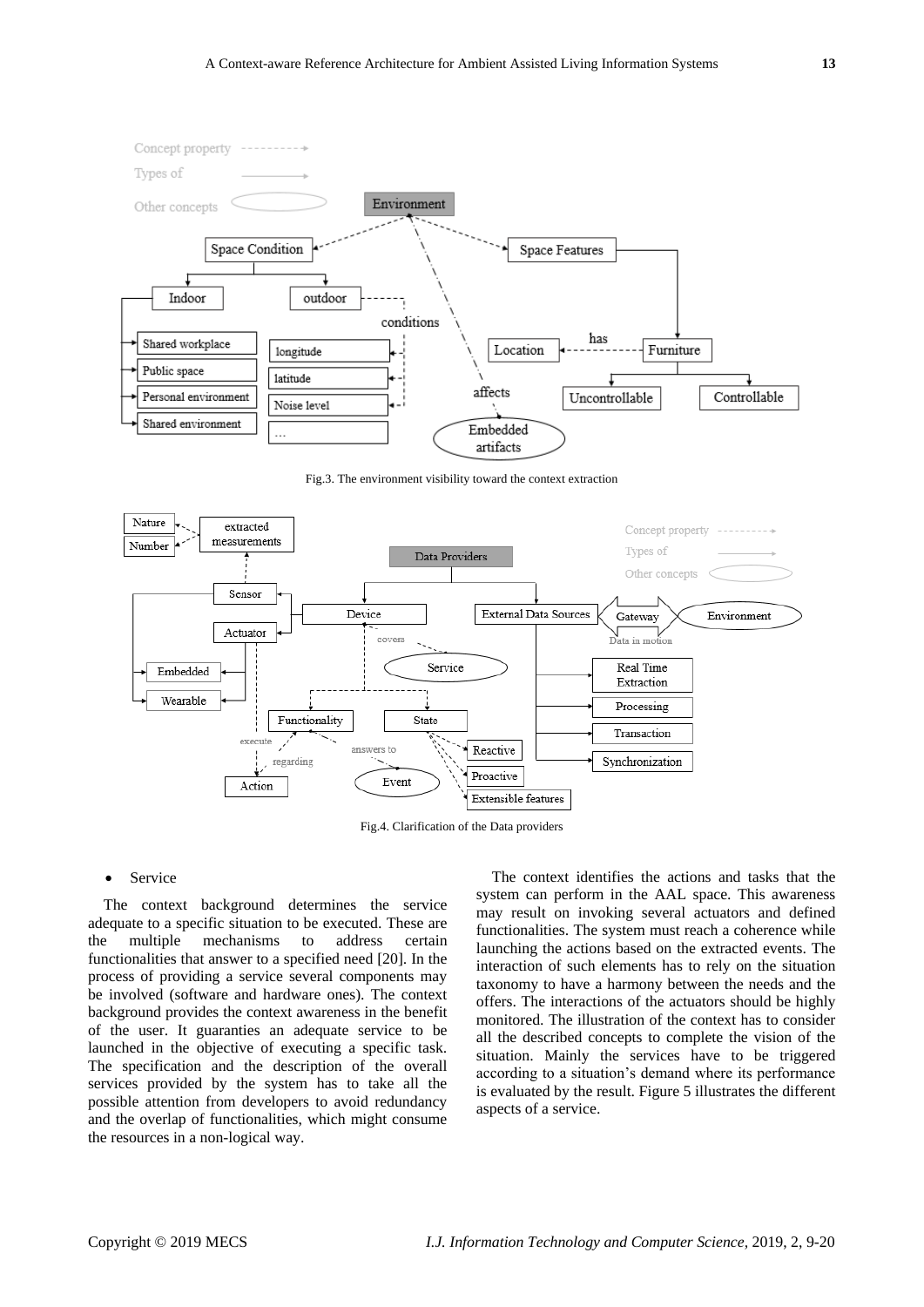Fig.3. The environment visibility toward the context extraction

Fig.4. Clarification of the Data providers

- Service

The context background determines the service adequate to a specific situation to be executed. These are the multiple mechanisms to address certain functionalities that answer to a specified need [20]. In the process of providing a service several components may be involved (software and hardware ones). The context background provides the context awareness in the benefit of the user. It guaranties an adequate service to be launched in the objective of executing a specific task. The specification and the description of the overall services provided by the system has to take all the possible attention from developers to avoid redundancy and the overlap of functionalities, which might consume the resources in a non-logical way.

The context identifies the actions and tasks that the system can perform in the AAL space. This awareness may result on invoking several actuators and defined functionalities. The system must reach a coherence while launching the actions based on the extracted events. The interaction of such elements has to rely on the situation taxonomy to have a harmony between the needs and the offers. The interactions of the actuators should be highly monitored. The illustration of the context has to consider all the described concepts to complete the vision of the situation. Mainly the services have to be triggered according to a situation's demand where its performance is evaluated by the result. Figure 5 illustrates the different aspects of a service.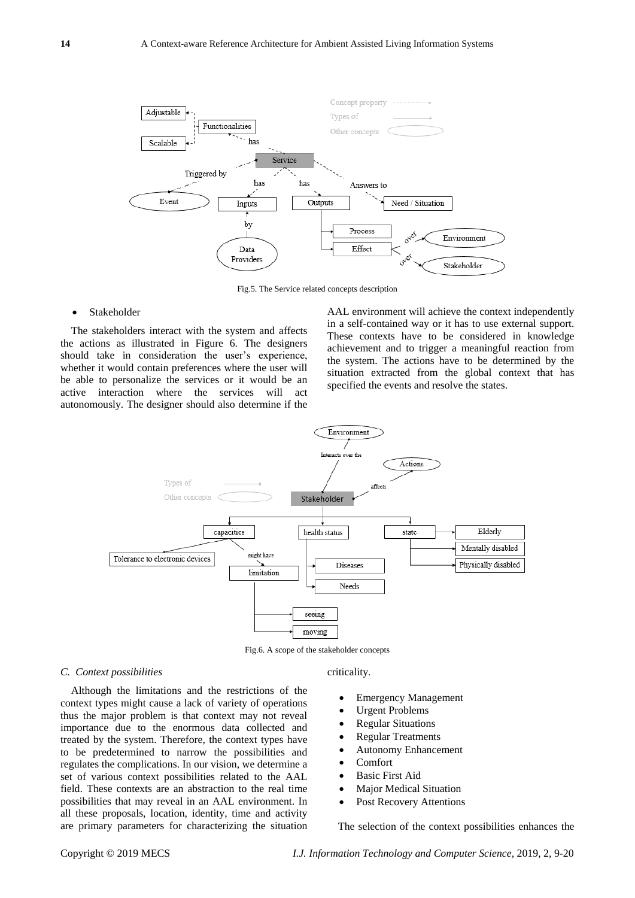Fig.5. The Service related concepts description

- Stakeholder

The stakeholders interact with the system and affects the actions as illustrated in Figure 6. The designers should take in consideration the user's experience, whether it would contain preferences where the user will be able to personalize the services or it would be an active interaction where the services will act autonomously. The designer should also determine if the AAL environment will achieve the context independently in a self-contained way or it has to use external support. These contexts have to be considered in knowledge achievement and to trigger a meaningful reaction from the system. The actions have to be determined by the situation extracted from the global context that has specified the events and resolve the states.

Fig.6. A scope of the stakeholder concepts

### *C. Context possibilities*

Although the limitations and the restrictions of the context types might cause a lack of variety of operations thus the major problem is that context may not reveal importance due to the enormous data collected and treated by the system. Therefore, the context types have to be predetermined to narrow the possibilities and regulates the complications. In our vision, we determine a set of various context possibilities related to the AAL field. These contexts are an abstraction to the real time possibilities that may reveal in an AAL environment. In all these proposals, location, identity, time and activity are primary parameters for characterizing the situation criticality.

- Emergency Management
- Urgent Problems
- Regular Situations
- Regular Treatments
- Autonomy Enhancement
- Comfort
- Basic First Aid
- Major Medical Situation
- Post Recovery Attentions

The selection of the context possibilities enhances the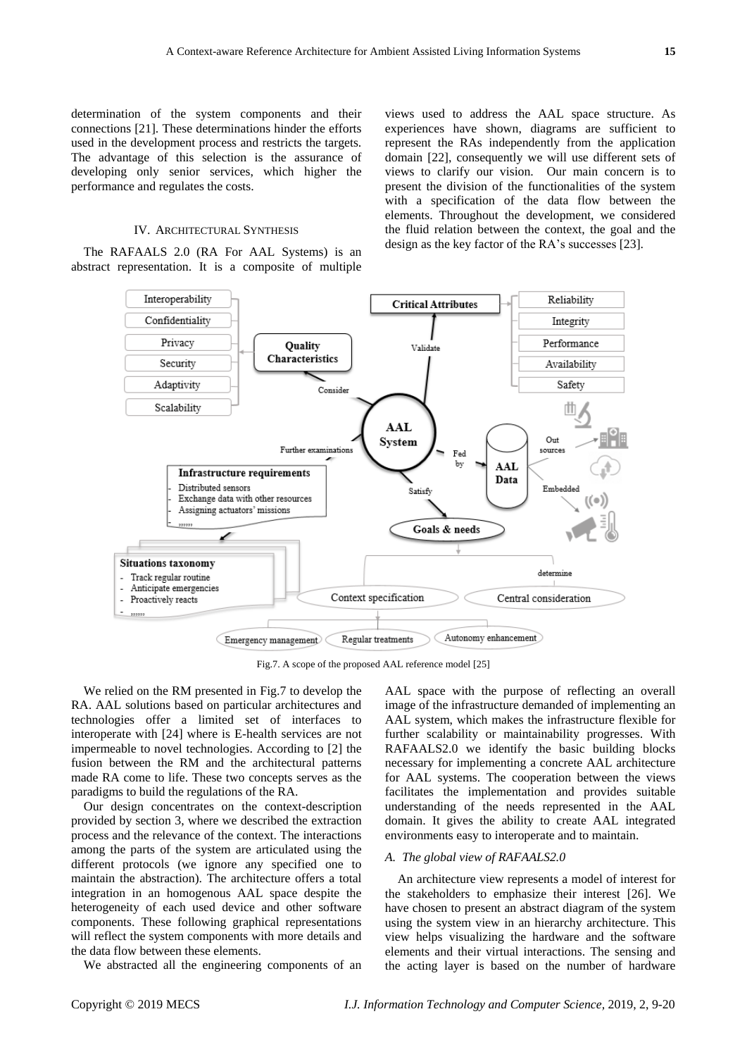determination of the system components and their connections [21]. These determinations hinder the efforts used in the development process and restricts the targets. The advantage of this selection is the assurance of developing only senior services, which higher the performance and regulates the costs.

## IV. Architectural Synthesis

The RAFAALS 2.0 (RA For AAL Systems) is an abstract representation. It is a composite of multiple views used to address the AAL space structure. As experiences have shown, diagrams are sufficient to represent the RAs independently from the application domain [22], consequently we will use different sets of views to clarify our vision. Our main concern is to present the division of the functionalities of the system with a specification of the data flow between the elements. Throughout the development, we considered the fluid relation between the context, the goal and the design as the key factor of the RA's successes [23].

Fig.7. A scope of the proposed AAL reference model [25]

We relied on the RM presented in Fig.7 to develop the RA. AAL solutions based on particular architectures and technologies offer a limited set of interfaces to interoperate with [24] where is E-health services are not impermeable to novel technologies. According to [2] the fusion between the RM and the architectural patterns made RA come to life. These two concepts serves as the paradigms to build the regulations of the RA.

Our design concentrates on the context-description provided by section 3, where we described the extraction process and the relevance of the context. The interactions among the parts of the system are articulated using the different protocols (we ignore any specified one to maintain the abstraction). The architecture offers a total integration in an homogenous AAL space despite the heterogeneity of each used device and other software components. These following graphical representations will reflect the system components with more details and the data flow between these elements.

We abstracted all the engineering components of an AAL space with the purpose of reflecting an overall image of the infrastructure demanded of implementing an AAL system, which makes the infrastructure flexible for further scalability or maintainability progresses. With RAFAALS2.0 we identify the basic building blocks necessary for implementing a concrete AAL architecture for AAL systems. The cooperation between the views facilitates the implementation and provides suitable understanding of the needs represented in the AAL domain. It gives the ability to create AAL integrated environments easy to interoperate and to maintain.

### *A. The global view of RAFAALS2.0*

An architecture view represents a model of interest for the stakeholders to emphasize their interest [26]. We have chosen to present an abstract diagram of the system using the system view in an hierarchy architecture. This view helps visualizing the hardware and the software elements and their virtual interactions. The sensing and the acting layer is based on the number of hardware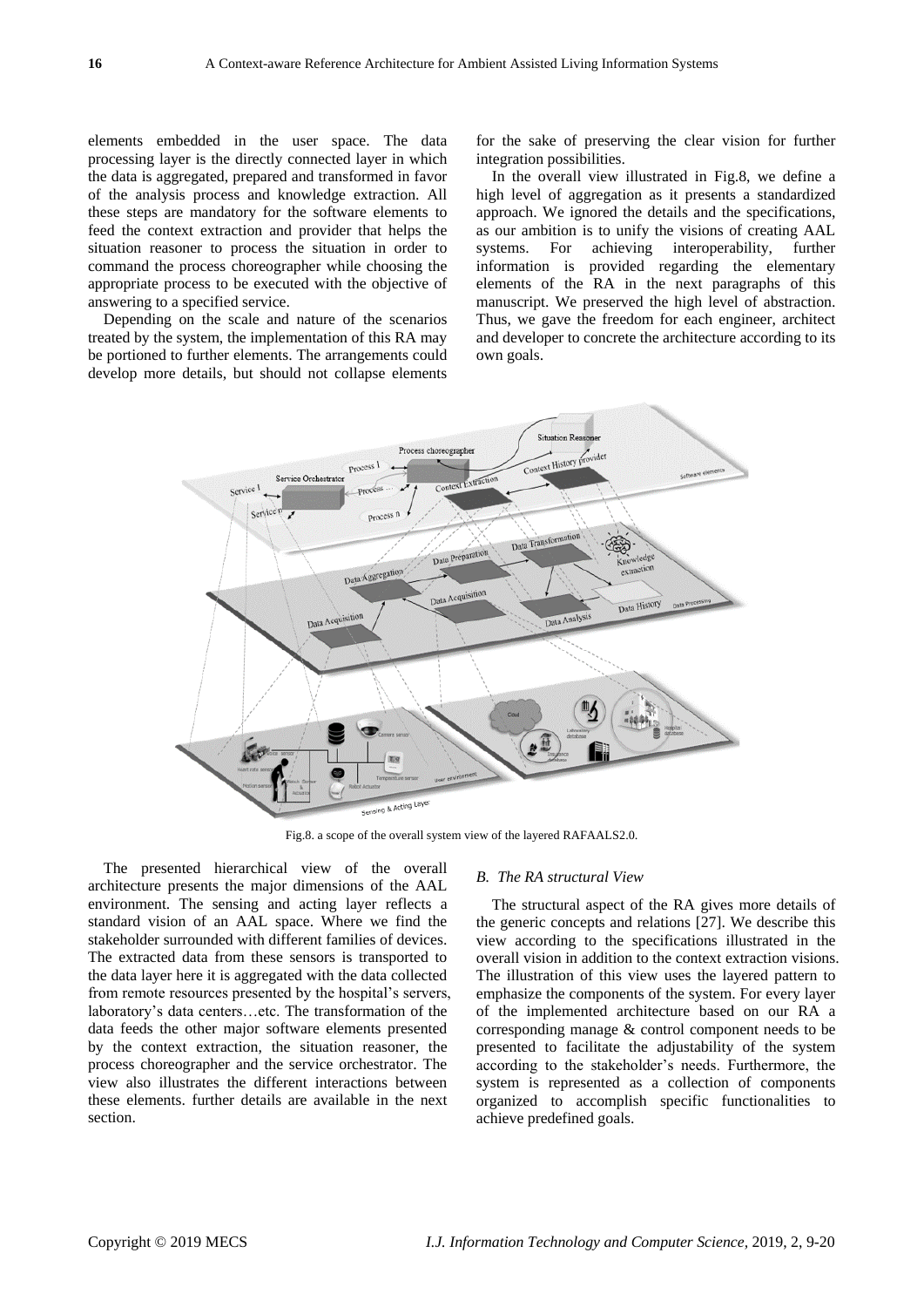elements embedded in the user space. The data processing layer is the directly connected layer in which the data is aggregated, prepared and transformed in favor of the analysis process and knowledge extraction. All these steps are mandatory for the software elements to feed the context extraction and provider that helps the situation reasoner to process the situation in order to command the process choreographer while choosing the appropriate process to be executed with the objective of answering to a specified service.

Depending on the scale and nature of the scenarios treated by the system, the implementation of this RA may be portioned to further elements. The arrangements could develop more details, but should not collapse elements for the sake of preserving the clear vision for further integration possibilities.

In the overall view illustrated in Fig.8, we define a high level of aggregation as it presents a standardized approach. We ignored the details and the specifications, as our ambition is to unify the visions of creating AAL systems. For achieving interoperability, further information is provided regarding the elementary elements of the RA in the next paragraphs of this manuscript. We preserved the high level of abstraction. Thus, we gave the freedom for each engineer, architect and developer to concrete the architecture according to its own goals.

Fig.8. a scope of the overall system view of the layered RAFAALS2.0.

The presented hierarchical view of the overall architecture presents the major dimensions of the AAL environment. The sensing and acting layer reflects a standard vision of an AAL space. Where we find the stakeholder surrounded with different families of devices. The extracted data from these sensors is transported to the data layer here it is aggregated with the data collected from remote resources presented by the hospital's servers, laboratory's data centers…etc. The transformation of the data feeds the other major software elements presented by the context extraction, the situation reasoner, the process choreographer and the service orchestrator. The view also illustrates the different interactions between these elements. further details are available in the next section.

### *B. The RA structural View*

The structural aspect of the RA gives more details of the generic concepts and relations [27]. We describe this view according to the specifications illustrated in the overall vision in addition to the context extraction visions. The illustration of this view uses the layered pattern to emphasize the components of the system. For every layer of the implemented architecture based on our RA a corresponding manage & control component needs to be presented to facilitate the adjustability of the system according to the stakeholder's needs. Furthermore, the system is represented as a collection of components organized to accomplish specific functionalities to achieve predefined goals.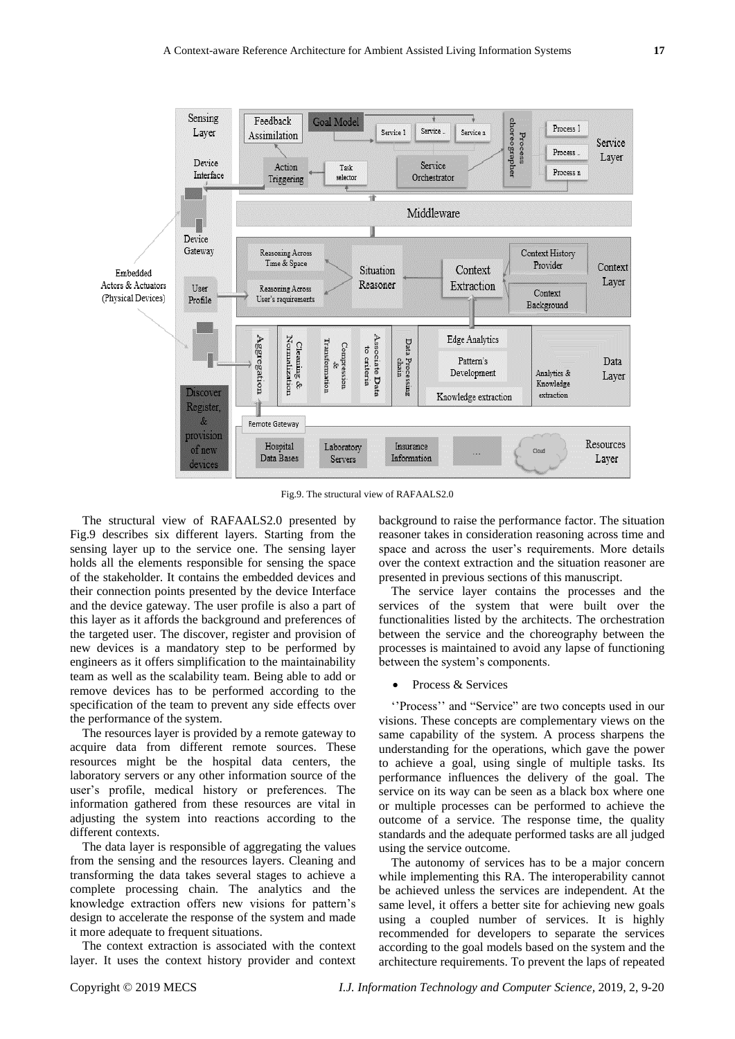Fig.9. The structural view of RAFAALS2.0

The structural view of RAFAALS2.0 presented by Fig.9 describes six different layers. Starting from the sensing layer up to the service one. The sensing layer holds all the elements responsible for sensing the space of the stakeholder. It contains the embedded devices and their connection points presented by the device Interface and the device gateway. The user profile is also a part of this layer as it affords the background and preferences of the targeted user. The discover, register and provision of new devices is a mandatory step to be performed by engineers as it offers simplification to the maintainability team as well as the scalability team. Being able to add or remove devices has to be performed according to the specification of the team to prevent any side effects over the performance of the system.

The resources layer is provided by a remote gateway to acquire data from different remote sources. These resources might be the hospital data centers, the laboratory servers or any other information source of the user's profile, medical history or preferences. The information gathered from these resources are vital in adjusting the system into reactions according to the different contexts.

The data layer is responsible of aggregating the values from the sensing and the resources layers. Cleaning and transforming the data takes several stages to achieve a complete processing chain. The analytics and the knowledge extraction offers new visions for pattern's design to accelerate the response of the system and made it more adequate to frequent situations.

The context extraction is associated with the context layer. It uses the context history provider and context background to raise the performance factor. The situation reasoner takes in consideration reasoning across time and space and across the user's requirements. More details over the context extraction and the situation reasoner are presented in previous sections of this manuscript.

The service layer contains the processes and the services of the system that were built over the functionalities listed by the architects. The orchestration between the service and the choreography between the processes is maintained to avoid any lapse of functioning between the system's components.

- Process & Services

''Process'' and "Service" are two concepts used in our visions. These concepts are complementary views on the same capability of the system. A process sharpens the understanding for the operations, which gave the power to achieve a goal, using single of multiple tasks. Its performance influences the delivery of the goal. The service on its way can be seen as a black box where one or multiple processes can be performed to achieve the outcome of a service. The response time, the quality standards and the adequate performed tasks are all judged using the service outcome.

The autonomy of services has to be a major concern while implementing this RA. The interoperability cannot be achieved unless the services are independent. At the same level, it offers a better site for achieving new goals using a coupled number of services. It is highly recommended for developers to separate the services according to the goal models based on the system and the architecture requirements. To prevent the laps of repeated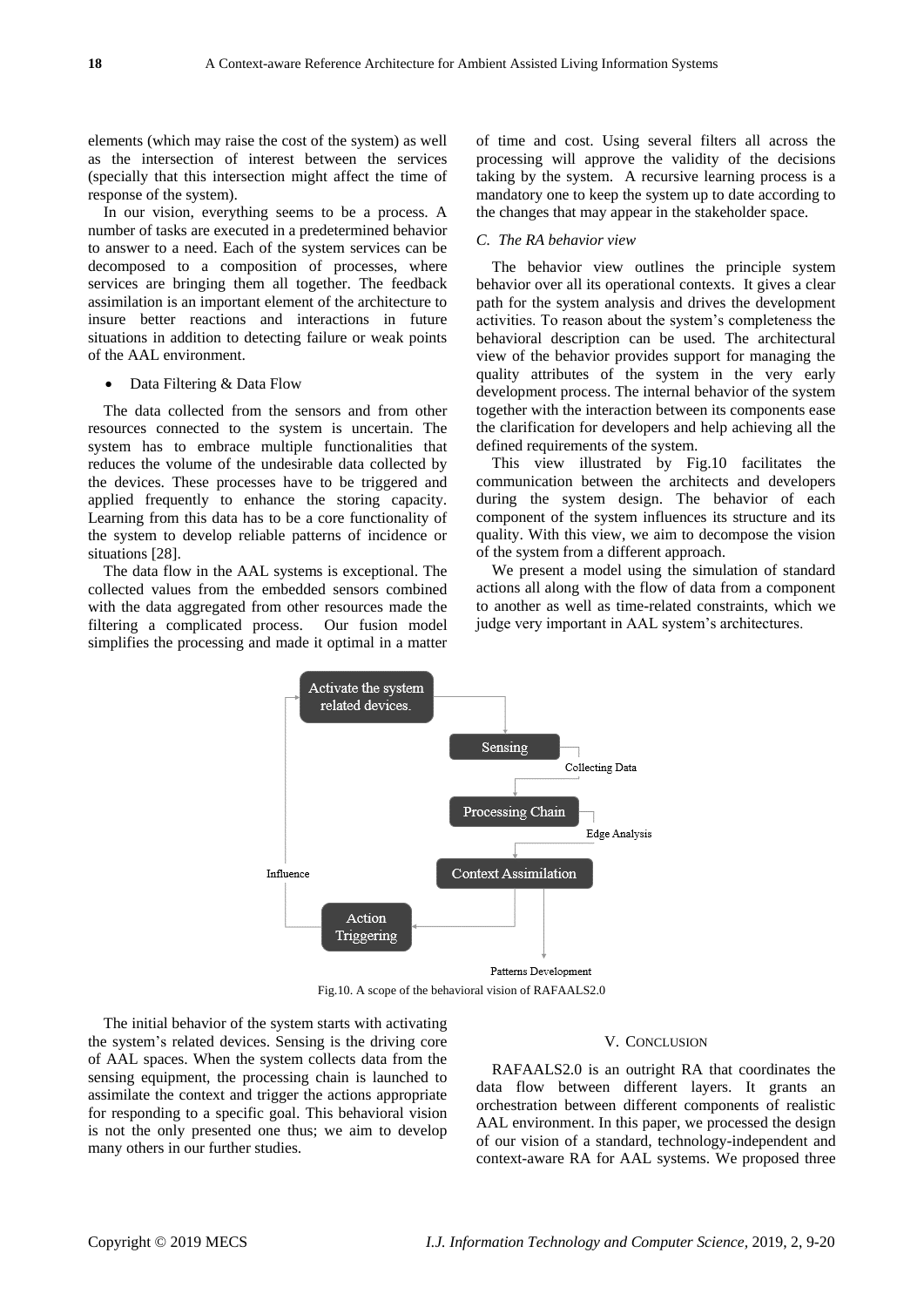elements (which may raise the cost of the system) as well as the intersection of interest between the services (specially that this intersection might affect the time of response of the system).

In our vision, everything seems to be a process. A number of tasks are executed in a predetermined behavior to answer to a need. Each of the system services can be decomposed to a composition of processes, where services are bringing them all together. The feedback assimilation is an important element of the architecture to insure better reactions and interactions in future situations in addition to detecting failure or weak points of the AAL environment.

- Data Filtering & Data Flow

The data collected from the sensors and from other resources connected to the system is uncertain. The system has to embrace multiple functionalities that reduces the volume of the undesirable data collected by the devices. These processes have to be triggered and applied frequently to enhance the storing capacity. Learning from this data has to be a core functionality of the system to develop reliable patterns of incidence or situations [28].

The data flow in the AAL systems is exceptional. The collected values from the embedded sensors combined with the data aggregated from other resources made the filtering a complicated process. Our fusion model simplifies the processing and made it optimal in a matter of time and cost. Using several filters all across the processing will approve the validity of the decisions taking by the system. A recursive learning process is a mandatory one to keep the system up to date according to the changes that may appear in the stakeholder space.

### *C. The RA behavior view*

The behavior view outlines the principle system behavior over all its operational contexts. It gives a clear path for the system analysis and drives the development activities. To reason about the system's completeness the behavioral description can be used. The architectural view of the behavior provides support for managing the quality attributes of the system in the very early development process. The internal behavior of the system together with the interaction between its components ease the clarification for developers and help achieving all the defined requirements of the system.

This view illustrated by Fig.10 facilitates the communication between the architects and developers during the system design. The behavior of each component of the system influences its structure and its quality. With this view, we aim to decompose the vision of the system from a different approach.

We present a model using the simulation of standard actions all along with the flow of data from a component to another as well as time-related constraints, which we judge very important in AAL system's architectures.

Activate the system related devices.

Sensing

Collecting Data

Processing Chain

Edge Analysis

Context Assimilation

Influence

Action Triggering

Patterns Development

Fig.10. A scope of the behavioral vision of RAFAALS2.0

The initial behavior of the system starts with activating the system's related devices. Sensing is the driving core of AAL spaces. When the system collects data from the sensing equipment, the processing chain is launched to assimilate the context and trigger the actions appropriate for responding to a specific goal. This behavioral vision is not the only presented one thus; we aim to develop many others in our further studies.

## V. CONCLUSION

RAFAALS2.0 is an outright RA that coordinates the data flow between different layers. It grants an orchestration between different components of realistic AAL environment. In this paper, we processed the design of our vision of a standard, technology-independent and context-aware RA for AAL systems. We proposed three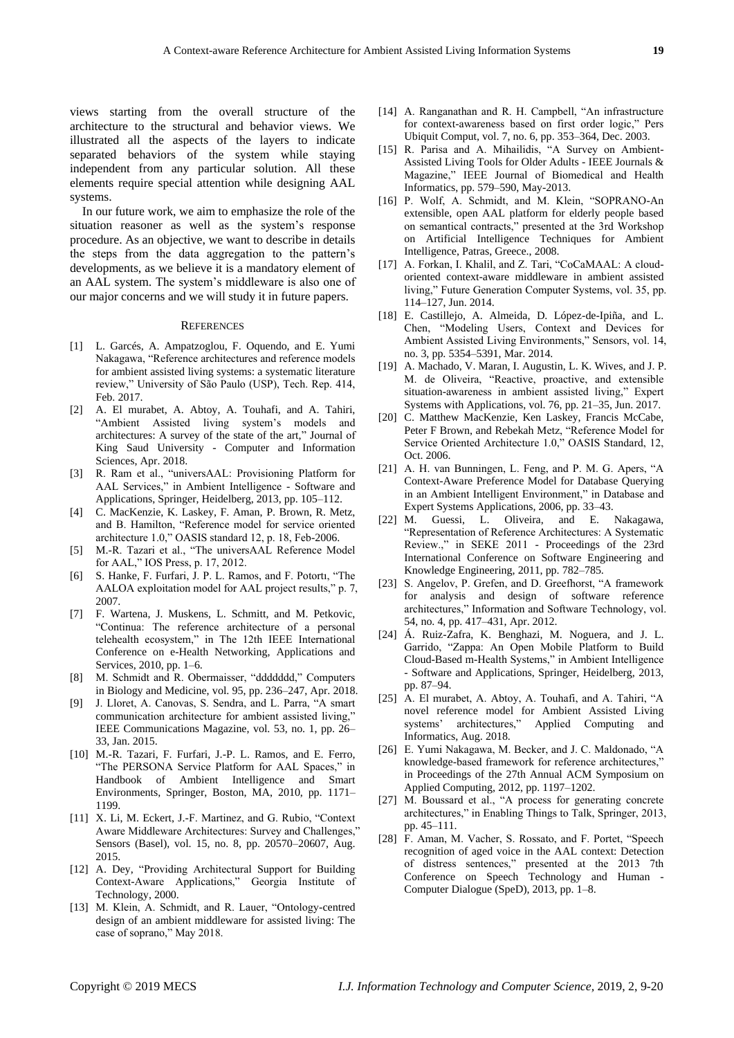views starting from the overall structure of the architecture to the structural and behavior views. We illustrated all the aspects of the layers to indicate separated behaviors of the system while staying independent from any particular solution. All these elements require special attention while designing AAL systems.

In our future work, we aim to emphasize the role of the situation reasoner as well as the system's response procedure. As an objective, we want to describe in details the steps from the data aggregation to the pattern's developments, as we believe it is a mandatory element of an AAL system. The system's middleware is also one of our major concerns and we will study it in future papers.

## REFERENCES

- [1] L. Garcés, A. Ampatzoglou, F. Oquendo, and E. Yumi Nakagawa, "Reference architectures and reference models for ambient assisted living systems: a systematic literature review," University of São Paulo (USP), Tech. Rep. 414, Feb. 2017.
- [2] A. El murabet, A. Abtoy, A. Touhafi, and A. Tahiri, "Ambient Assisted living system's models and architectures: A survey of the state of the art," Journal of King Saud University - Computer and Information Sciences, Apr. 2018.
- [3] R. Ram et al., "universAAL: Provisioning Platform for AAL Services," in Ambient Intelligence - Software and Applications, Springer, Heidelberg, 2013, pp. 105–112.
- [4] C. MacKenzie, K. Laskey, F. Aman, P. Brown, R. Metz, and B. Hamilton, "Reference model for service oriented architecture 1.0," OASIS standard 12, p. 18, Feb-2006.
- [5] M.-R. Tazari et al., "The universAAL Reference Model for AAL," IOS Press, p. 17, 2012.
- [6] S. Hanke, F. Furfari, J. P. L. Ramos, and F. Potortı, "The AALOA exploitation model for AAL project results," p. 7, 2007.
- [7] F. Wartena, J. Muskens, L. Schmitt, and M. Petkovic, "Continua: The reference architecture of a personal telehealth ecosystem," in The 12th IEEE International Conference on e-Health Networking, Applications and Services, 2010, pp. 1–6.
- [8] M. Schmidt and R. Obermaisser, "ddddddd," Computers in Biology and Medicine, vol. 95, pp. 236–247, Apr. 2018.
- [9] J. Lloret, A. Canovas, S. Sendra, and L. Parra, "A smart communication architecture for ambient assisted living," IEEE Communications Magazine, vol. 53, no. 1, pp. 26–33, Jan. 2015.
- [10] M.-R. Tazari, F. Furfari, J.-P. L. Ramos, and E. Ferro, "The PERSONA Service Platform for AAL Spaces," in Handbook of Ambient Intelligence and Smart Environments, Springer, Boston, MA, 2010, pp. 1171–1199.
- [11] X. Li, M. Eckert, J.-F. Martinez, and G. Rubio, "Context Aware Middleware Architectures: Survey and Challenges," Sensors (Basel), vol. 15, no. 8, pp. 20570–20607, Aug. 2015.
- [12] A. Dey, "Providing Architectural Support for Building Context-Aware Applications," Georgia Institute of Technology, 2000.
- [13] M. Klein, A. Schmidt, and R. Lauer, "Ontology-centred design of an ambient middleware for assisted living: The case of soprano," May 2018.
- [14] A. Ranganathan and R. H. Campbell, "An infrastructure for context-awareness based on first order logic," Pers Ubiquit Comput, vol. 7, no. 6, pp. 353–364, Dec. 2003.
- [15] R. Parisa and A. Mihailidis, "A Survey on Ambient-Assisted Living Tools for Older Adults - IEEE Journals & Magazine," IEEE Journal of Biomedical and Health Informatics, pp. 579–590, May-2013.
- [16] P. Wolf, A. Schmidt, and M. Klein, "SOPRANO-An extensible, open AAL platform for elderly people based on semantical contracts," presented at the 3rd Workshop on Artificial Intelligence Techniques for Ambient Intelligence, Patras, Greece., 2008.
- [17] A. Forkan, I. Khalil, and Z. Tari, "CoCaMAAL: A cloud-oriented context-aware middleware in ambient assisted living," Future Generation Computer Systems, vol. 35, pp. 114–127, Jun. 2014.
- [18] E. Castillejo, A. Almeida, D. López-de-Ipiña, and L. Chen, "Modeling Users, Context and Devices for Ambient Assisted Living Environments," Sensors, vol. 14, no. 3, pp. 5354–5391, Mar. 2014.
- [19] A. Machado, V. Maran, I. Augustin, L. K. Wives, and J. P. M. de Oliveira, "Reactive, proactive, and extensible situation-awareness in ambient assisted living," Expert Systems with Applications, vol. 76, pp. 21–35, Jun. 2017.
- [20] C. Matthew MacKenzie, Ken Laskey, Francis McCabe, Peter F Brown, and Rebekah Metz, "Reference Model for Service Oriented Architecture 1.0," OASIS Standard, 12, Oct. 2006.
- [21] A. H. van Bunningen, L. Feng, and P. M. G. Apers, "A Context-Aware Preference Model for Database Querying in an Ambient Intelligent Environment," in Database and Expert Systems Applications, 2006, pp. 33–43.
- [22] M. Guessi, L. Oliveira, and E. Nakagawa, "Representation of Reference Architectures: A Systematic Review.," in SEKE 2011 - Proceedings of the 23rd International Conference on Software Engineering and Knowledge Engineering, 2011, pp. 782–785.
- [23] S. Angelov, P. Grefen, and D. Greefhorst, "A framework for analysis and design of software reference architectures," Information and Software Technology, vol. 54, no. 4, pp. 417–431, Apr. 2012.
- [24] Á. Ruiz-Zafra, K. Benghazi, M. Noguera, and J. L. Garrido, "Zappa: An Open Mobile Platform to Build Cloud-Based m-Health Systems," in Ambient Intelligence - Software and Applications, Springer, Heidelberg, 2013, pp. 87–94.
- [25] A. El murabet, A. Abtoy, A. Touhafi, and A. Tahiri, "A novel reference model for Ambient Assisted Living systems' architectures," Applied Computing and Informatics, Aug. 2018.
- [26] E. Yumi Nakagawa, M. Becker, and J. C. Maldonado, "A knowledge-based framework for reference architectures," in Proceedings of the 27th Annual ACM Symposium on Applied Computing, 2012, pp. 1197–1202.
- [27] M. Boussard et al., "A process for generating concrete architectures," in Enabling Things to Talk, Springer, 2013, pp. 45–111.
- [28] F. Aman, M. Vacher, S. Rossato, and F. Portet, "Speech recognition of aged voice in the AAL context: Detection of distress sentences," presented at the 2013 7th Conference on Speech Technology and Human - Computer Dialogue (SpeD), 2013, pp. 1–8.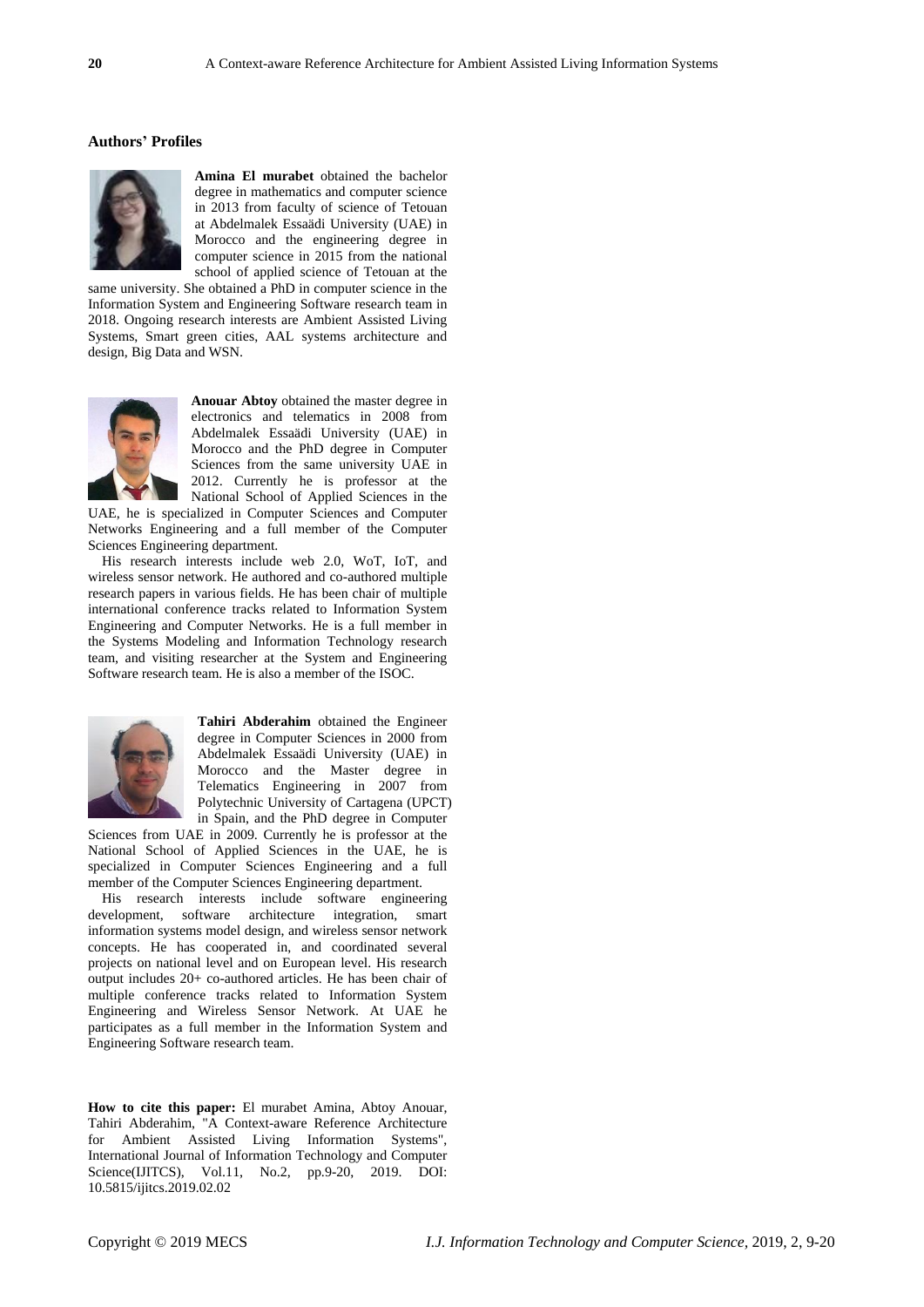### Authors' Profiles

**Amina El murabet** obtained the bachelor degree in mathematics and computer science in 2013 from faculty of science of Tetouan at Abdelmalek Essaädi University (UAE) in Morocco and the engineering degree in computer science in 2015 from the national school of applied science of Tetouan at the same university. She obtained a PhD in computer science in the Information System and Engineering Software research team in 2018. Ongoing research interests are Ambient Assisted Living Systems, Smart green cities, AAL systems architecture and design, Big Data and WSN.

**Anouar Abtoy** obtained the master degree in electronics and telematics in 2008 from Abdelmalek Essaädi University (UAE) in Morocco and the PhD degree in Computer Sciences from the same university UAE in 2012. Currently he is professor at the National School of Applied Sciences in the UAE, he is specialized in Computer Sciences and Computer Networks Engineering and a full member of the Computer Sciences Engineering department.

His research interests include web 2.0, WoT, IoT, and wireless sensor network. He authored and co-authored multiple research papers in various fields. He has been chair of multiple international conference tracks related to Information System Engineering and Computer Networks. He is a full member in the Systems Modeling and Information Technology research team, and visiting researcher at the System and Engineering Software research team. He is also a member of the ISOC.

**Tahiri Abderahim** obtained the Engineer degree in Computer Sciences in 2000 from Abdelmalek Essaädi University (UAE) in Morocco and the Master degree in Telematics Engineering in 2007 from Polytechnic University of Cartagena (UPCT) in Spain, and the PhD degree in Computer Sciences from UAE in 2009. Currently he is professor at the National School of Applied Sciences in the UAE, he is specialized in Computer Sciences Engineering and a full member of the Computer Sciences Engineering department.

His research interests include software engineering development, software architecture integration, smart information systems model design, and wireless sensor network concepts. He has cooperated in, and coordinated several projects on national level and on European level. His research output includes 20+ co-authored articles. He has been chair of multiple conference tracks related to Information System Engineering and Wireless Sensor Network. At UAE he participates as a full member in the Information System and Engineering Software research team.

**How to cite this paper:** El murabet Amina, Abtoy Anouar, Tahiri Abderahim, "A Context-aware Reference Architecture for Ambient Assisted Living Information Systems", International Journal of Information Technology and Computer Science(IJITCS), Vol.11, No.2, pp.9-20, 2019. DOI: 10.5815/ijitcs.2019.02.02